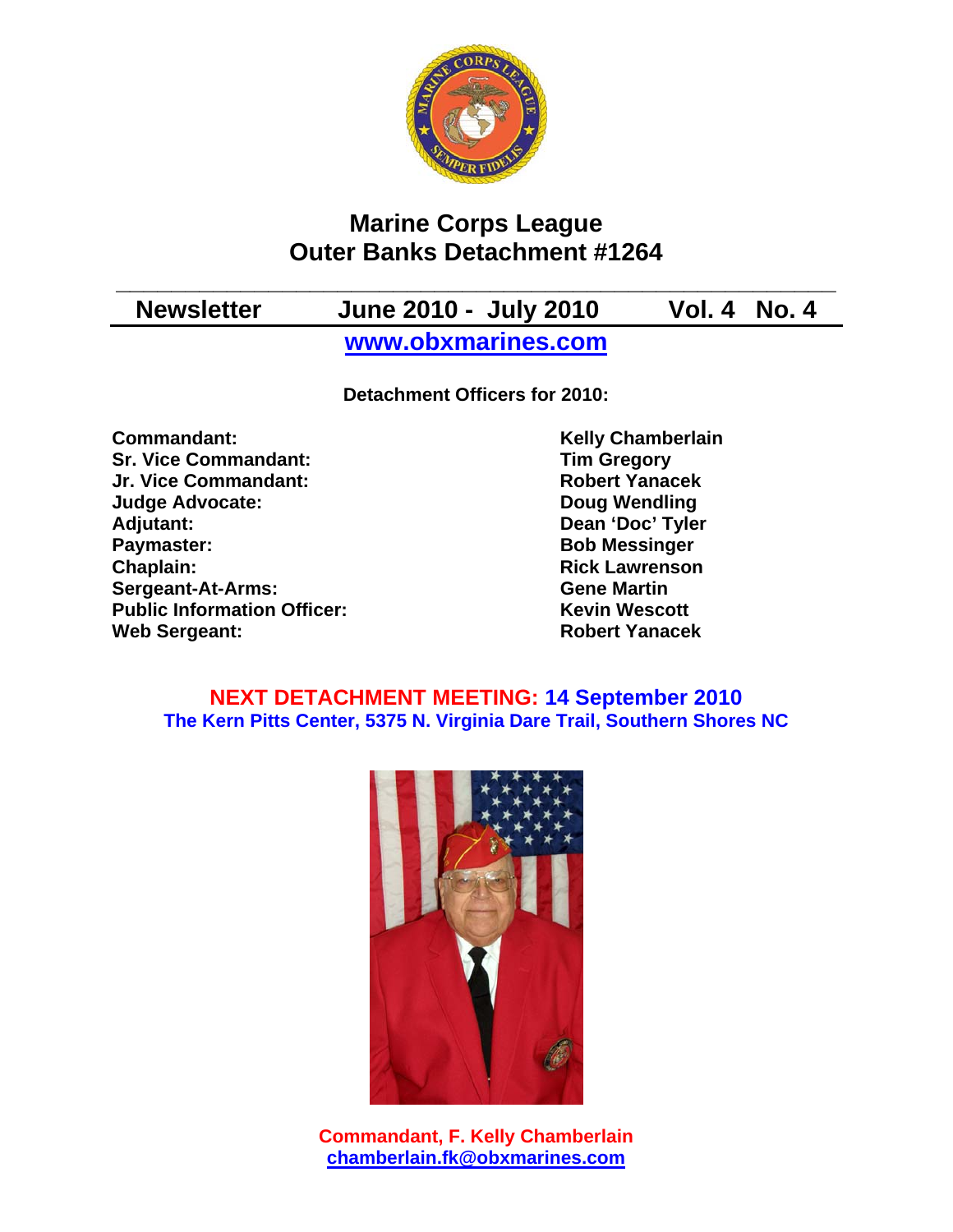# Marine Corps League
# Outer Banks Detachment #1264

**Newsletter** **June 2010 - July 2010** **Vol. 4 No. 4**

**www.obxmarines.com**

**Detachment Officers for 2010:**

| | |
|---|---|
| **Commandant:** | **Kelly Chamberlain** |
| **Sr. Vice Commandant:** | **Tim Gregory** |
| **Jr. Vice Commandant:** | **Robert Yanacek** |
| **Judge Advocate:** | **Doug Wendling** |
| **Adjutant:** | **Dean 'Doc' Tyler** |
| **Paymaster:** | **Bob Messinger** |
| **Chaplain:** | **Rick Lawrenson** |
| **Sergeant-At-Arms:** | **Gene Martin** |
| **Public Information Officer:** | **Kevin Wescott** |
| **Web Sergeant:** | **Robert Yanacek** |

**NEXT DETACHMENT MEETING: 14 September 2010**
**The Kern Pitts Center, 5375 N. Virginia Dare Trail, Southern Shores NC**

**Commandant, F. Kelly Chamberlain**
**chamberlain.fk@obxmarines.com**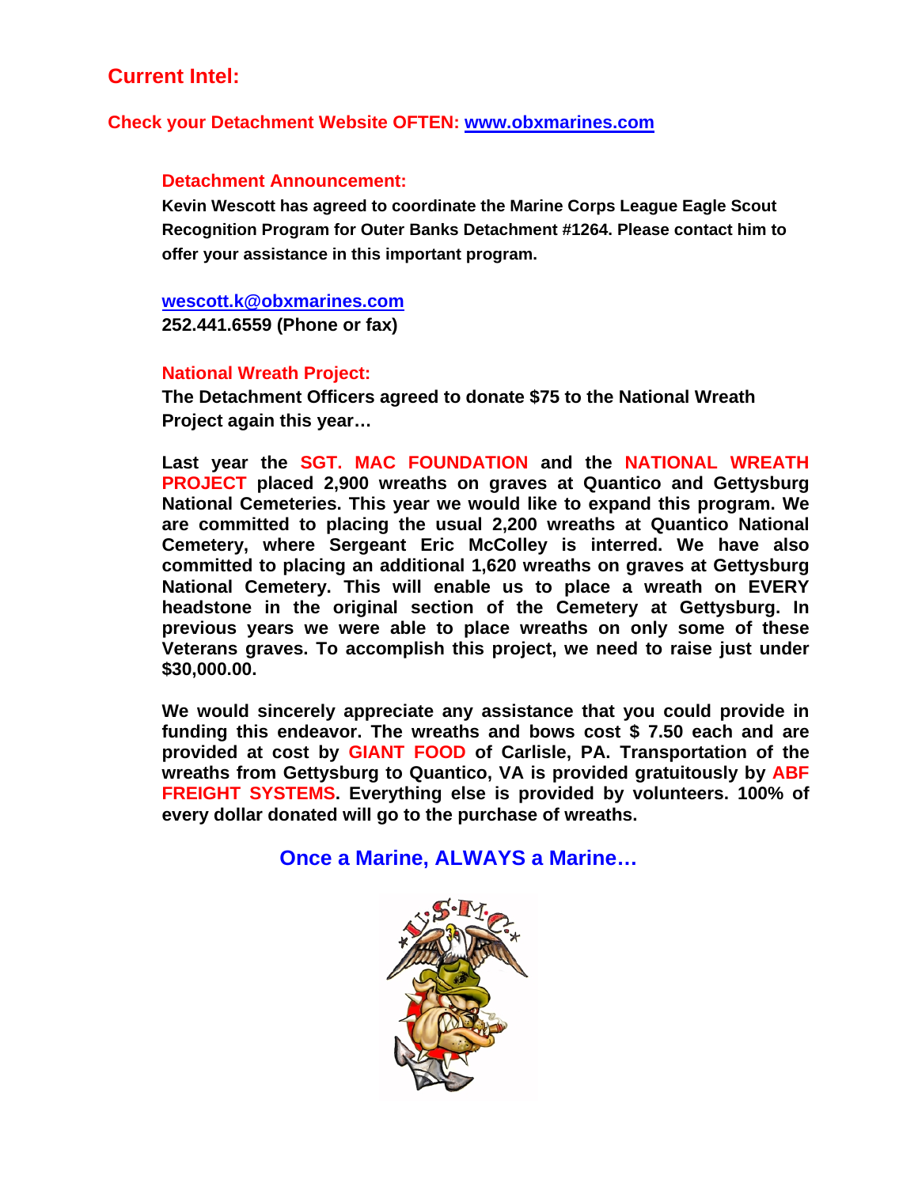## Current Intel:

### Check your Detachment Website OFTEN: [www.obxmarines.com](http://www.obxmarines.com)

### Detachment Announcement:

**Kevin Wescott has agreed to coordinate the Marine Corps League Eagle Scout Recognition Program for Outer Banks Detachment #1264. Please contact him to offer your assistance in this important program.**

[wescott.k@obxmarines.com](mailto:wescott.k@obxmarines.com)
**252.441.6559 (Phone or fax)**

### National Wreath Project:

**The Detachment Officers agreed to donate $75 to the National Wreath Project again this year…**

**Last year the SGT. MAC FOUNDATION and the NATIONAL WREATH PROJECT placed 2,900 wreaths on graves at Quantico and Gettysburg National Cemeteries. This year we would like to expand this program. We are committed to placing the usual 2,200 wreaths at Quantico National Cemetery, where Sergeant Eric McColley is interred. We have also committed to placing an additional 1,620 wreaths on graves at Gettysburg National Cemetery. This will enable us to place a wreath on EVERY headstone in the original section of the Cemetery at Gettysburg. In previous years we were able to place wreaths on only some of these Veterans graves. To accomplish this project, we need to raise just under $30,000.00.**

**We would sincerely appreciate any assistance that you could provide in funding this endeavor. The wreaths and bows cost $ 7.50 each and are provided at cost by GIANT FOOD of Carlisle, PA. Transportation of the wreaths from Gettysburg to Quantico, VA is provided gratuitously by ABF FREIGHT SYSTEMS. Everything else is provided by volunteers. 100% of every dollar donated will go to the purchase of wreaths.**

### Once a Marine, ALWAYS a Marine…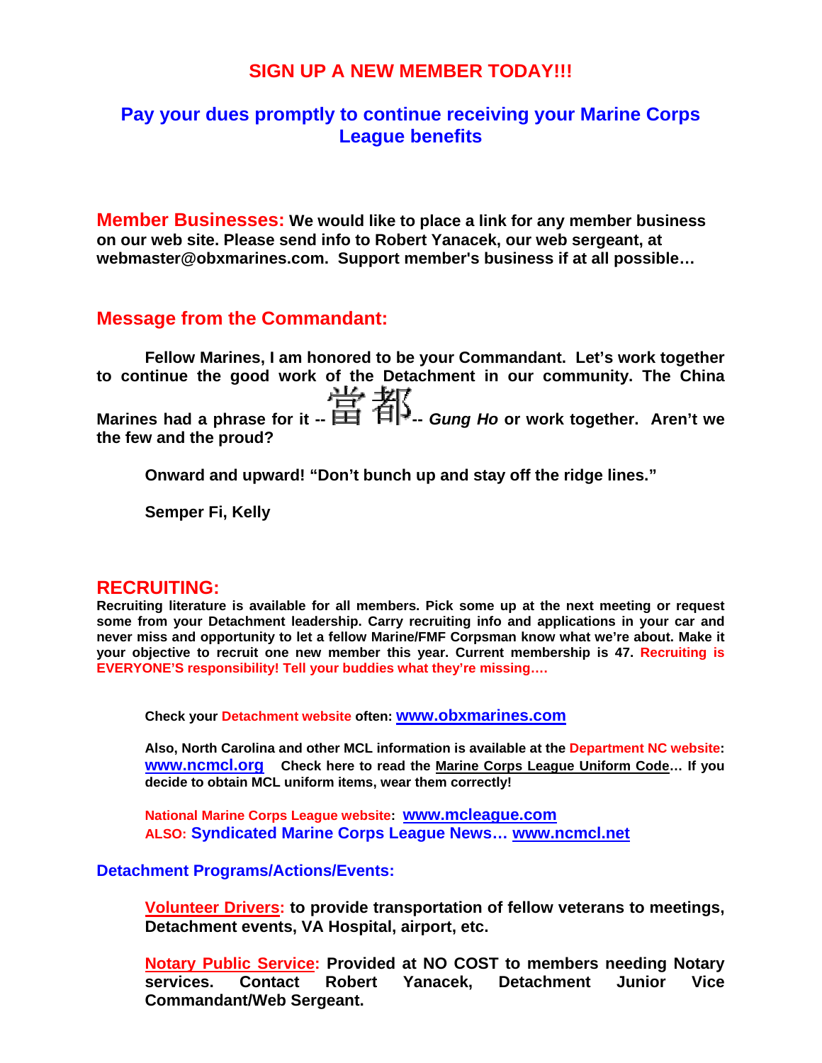## SIGN UP A NEW MEMBER TODAY!!!

### Pay your dues promptly to continue receiving your Marine Corps League benefits

**Member Businesses:** **We would like to place a link for any member business on our web site. Please send info to Robert Yanacek, our web sergeant, at webmaster@obxmarines.com. Support member's business if at all possible…**

## Message from the Commandant:

**Fellow Marines, I am honored to be your Commandant. Let's work together to continue the good work of the Detachment in our community. The China Marines had a phrase for it -- 當都-- *Gung Ho* or work together. Aren't we the few and the proud?**

**Onward and upward! "Don't bunch up and stay off the ridge lines."**

**Semper Fi, Kelly**

## RECRUITING:

**Recruiting literature is available for all members. Pick some up at the next meeting or request some from your Detachment leadership. Carry recruiting info and applications in your car and never miss and opportunity to let a fellow Marine/FMF Corpsman know what we're about. Make it your objective to recruit one new member this year. Current membership is 47. Recruiting is EVERYONE'S responsibility! Tell your buddies what they're missing….**

**Check your Detachment website often: www.obxmarines.com**

**Also, North Carolina and other MCL information is available at the Department NC website: www.ncmcl.org Check here to read the Marine Corps League Uniform Code… If you decide to obtain MCL uniform items, wear them correctly!**

**National Marine Corps League website: www.mcleague.com**
**ALSO: Syndicated Marine Corps League News… www.ncmcl.net**

### Detachment Programs/Actions/Events:

**Volunteer Drivers: to provide transportation of fellow veterans to meetings, Detachment events, VA Hospital, airport, etc.**

**Notary Public Service: Provided at NO COST to members needing Notary services. Contact Robert Yanacek, Detachment Junior Vice Commandant/Web Sergeant.**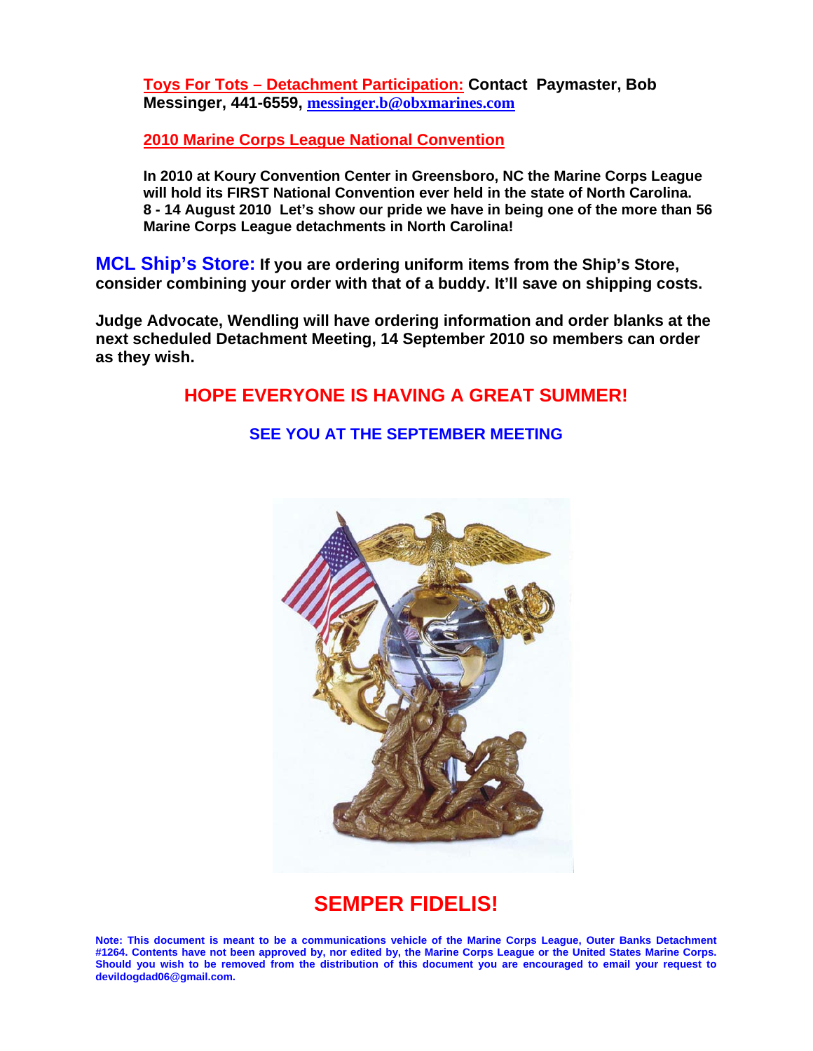**Toys For Tots – Detachment Participation:** **Contact Paymaster, Bob Messinger, 441-6559, messinger.b@obxmarines.com**

## 2010 Marine Corps League National Convention

**In 2010 at Koury Convention Center in Greensboro, NC the Marine Corps League will hold its FIRST National Convention ever held in the state of North Carolina. 8 - 14 August 2010 Let's show our pride we have in being one of the more than 56 Marine Corps League detachments in North Carolina!**

**MCL Ship's Store:** **If you are ordering uniform items from the Ship's Store, consider combining your order with that of a buddy. It'll save on shipping costs.**

**Judge Advocate, Wendling will have ordering information and order blanks at the next scheduled Detachment Meeting, 14 September 2010 so members can order as they wish.**

**HOPE EVERYONE IS HAVING A GREAT SUMMER!**

**SEE YOU AT THE SEPTEMBER MEETING**

**SEMPER FIDELIS!**

**Note: This document is meant to be a communications vehicle of the Marine Corps League, Outer Banks Detachment #1264. Contents have not been approved by, nor edited by, the Marine Corps League or the United States Marine Corps. Should you wish to be removed from the distribution of this document you are encouraged to email your request to devildogdad06@gmail.com.**